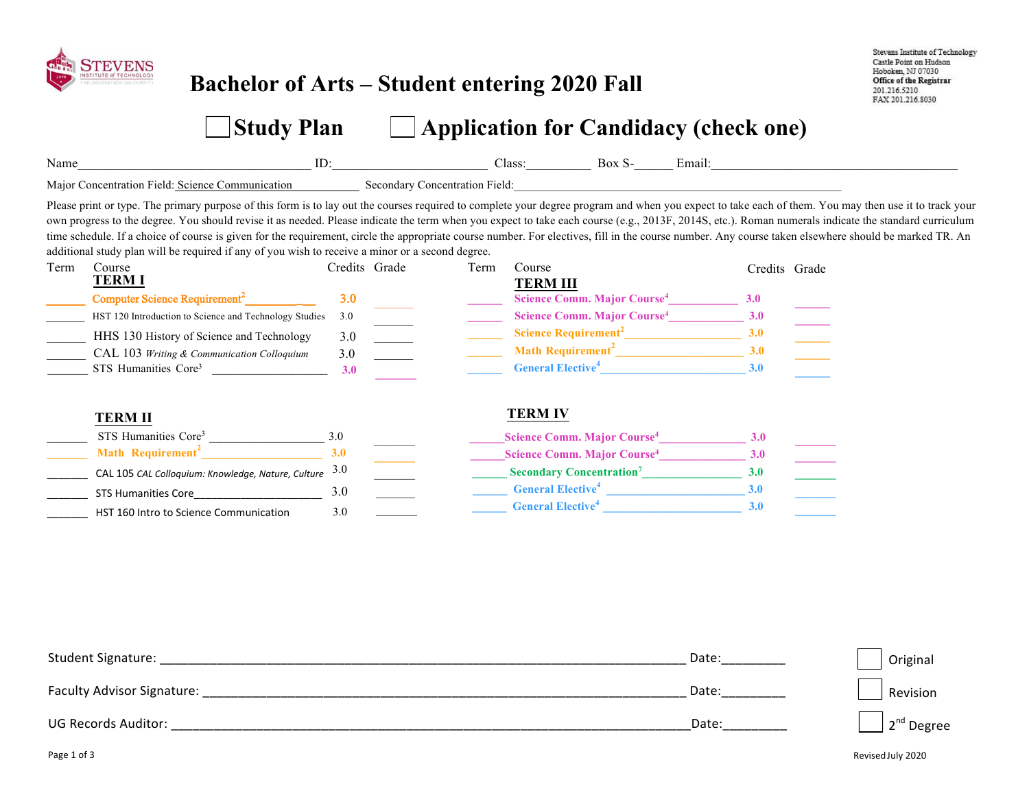# Bachelor of Arts – Student entering 2020 Fall

Stevens Institute of Technology
Castle Point on Hudson
Hoboken, NJ 07030
**Office of the Registrar**
201.216.5210
FAX 201.216.8030

☐ **Study Plan** ☐ **Application for Candidacy (check one)**

Name\_\_\_\_\_\_\_\_\_\_\_\_\_\_\_\_\_\_\_\_ ID:\_\_\_\_\_\_\_\_\_\_\_\_\_\_ Class:\_\_\_\_\_\_\_\_ Box S-\_\_\_\_\_\_ Email:\_\_\_\_\_\_\_\_\_\_\_\_\_\_\_\_\_\_\_\_

Major Concentration Field: Science Communication Secondary Concentration Field:\_\_\_\_\_\_\_\_\_\_\_\_\_\_\_\_\_\_\_\_

Please print or type. The primary purpose of this form is to lay out the courses required to complete your degree program and when you expect to take each of them. You may then use it to track your own progress to the degree. You should revise it as needed. Please indicate the term when you expect to take each course (e.g., 2013F, 2014S, etc.). Roman numerals indicate the standard curriculum time schedule. If a choice of course is given for the requirement, circle the appropriate course number. For electives, fill in the course number. Any course taken elsewhere should be marked TR. An additional study plan will be required if any of you wish to receive a minor or a second degree.

### TERM I

| Term | Course | Credits | Grade |
|---|---|---|---|
| | Computer Science Requirement[2] | 3.0 | |
| | HST 120 Introduction to Science and Technology Studies | 3.0 | |
| | HHS 130 History of Science and Technology | 3.0 | |
| | CAL 103 *Writing & Communication Colloquium* | 3.0 | |
| | STS Humanities Core[3] | 3.0 | |

### TERM II

| Term | Course | Credits | Grade |
|---|---|---|---|
| | STS Humanities Core[3] | 3.0 | |
| | Math Requirement[2] | 3.0 | |
| | CAL 105 *CAL Colloquium: Knowledge, Nature, Culture* | 3.0 | |
| | STS Humanities Core | 3.0 | |
| | HST 160 Intro to Science Communication | 3.0 | |

### TERM III

| Term | Course | Credits | Grade |
|---|---|---|---|
| | Science Comm. Major Course[4] | 3.0 | |
| | Science Comm. Major Course[4] | 3.0 | |
| | Science Requirement[2] | 3.0 | |
| | Math Requirement[2] | 3.0 | |
| | General Elective[4] | 3.0 | |

### TERM IV

| Term | Course | Credits | Grade |
|---|---|---|---|
| | Science Comm. Major Course[4] | 3.0 | |
| | Science Comm. Major Course[4] | 3.0 | |
| | Secondary Concentration[7] | 3.0 | |
| | General Elective[4] | 3.0 | |
| | General Elective[4] | 3.0 | |

Student Signature: \_\_\_\_\_\_\_\_\_\_\_\_\_\_\_\_\_\_\_\_ Date:\_\_\_\_\_\_\_\_ ☐ Original

Faculty Advisor Signature: \_\_\_\_\_\_\_\_\_\_\_\_\_\_\_\_\_\_\_\_ Date:\_\_\_\_\_\_\_\_ ☐ Revision

UG Records Auditor: \_\_\_\_\_\_\_\_\_\_\_\_\_\_\_\_\_\_\_\_ Date:\_\_\_\_\_\_\_\_ ☐ 2nd Degree

Revised July 2020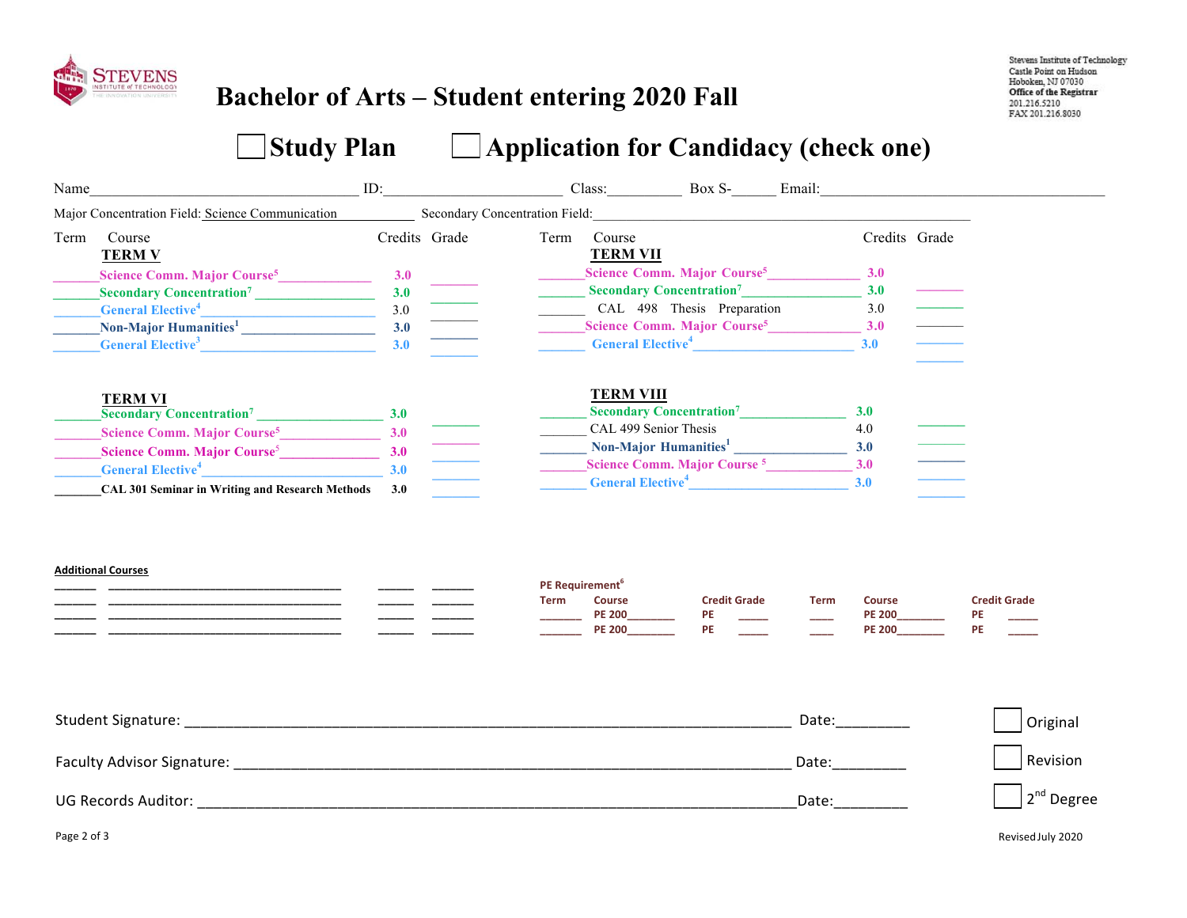# Bachelor of Arts – Student entering 2020 Fall

Stevens Institute of Technology
Castle Point on Hudson
Hoboken, NJ 07030
Office of the Registrar
201.216.5210
FAX 201.216.8030

☐ Study Plan ☐ Application for Candidacy (check one)

Name____________________________________ ID:________________________ Class:__________ Box S-______ Email:________________________________________

Major Concentration Field: Science Communication____________ Secondary Concentration Field:________________________________________________________

| Term | Course | Credits | Grade |
|---|---|---|---|
| | **TERM V** | | |
| ______ | Science Comm. Major Course[5] | 3.0 | ______ |
| ______ | Secondary Concentration[7] | 3.0 | ______ |
| ______ | General Elective[4] | 3.0 | ______ |
| ______ | Non-Major Humanities[1] | 3.0 | ______ |
| ______ | General Elective[3] | 3.0 | ______ |
| | **TERM VI** | | |
| ______ | Secondary Concentration[7] | 3.0 | ______ |
| ______ | Science Comm. Major Course[5] | 3.0 | ______ |
| ______ | Science Comm. Major Course[5] | 3.0 | ______ |
| ______ | General Elective[4] | 3.0 | ______ |
| ______ | CAL 301 Seminar in Writing and Research Methods | 3.0 | ______ |

| Term | Course | Credits | Grade |
|---|---|---|---|
| | **TERM VII** | | |
| ______ | Science Comm. Major Course[5] | 3.0 | ______ |
| ______ | Secondary Concentration[7] | 3.0 | ______ |
| ______ | CAL 498 Thesis Preparation | 3.0 | ______ |
| ______ | Science Comm. Major Course[5] | 3.0 | ______ |
| ______ | General Elective[4] | 3.0 | ______ |
| | **TERM VIII** | | |
| ______ | Secondary Concentration[7] | 3.0 | ______ |
| ______ | CAL 499 Senior Thesis | 4.0 | ______ |
| ______ | Non-Major Humanities[1] | 3.0 | ______ |
| ______ | Science Comm. Major Course [5] | 3.0 | ______ |
| ______ | General Elective[4] | 3.0 | ______ |

**Additional Courses**

| Term | Course | Credits | Grade |
|---|---|---|---|
| ______ | ______________________________ | ______ | ______ |
| ______ | ______________________________ | ______ | ______ |
| ______ | ______________________________ | ______ | ______ |
| ______ | ______________________________ | ______ | ______ |

**PE Requirement[6]**

| Term | Course | Credit | Grade | Term | Course | Credit | Grade |
|---|---|---|---|---|---|---|---|
| ______ | PE 200________ | PE | _____ | ____ | PE 200________ | PE | _____ |
| ______ | PE 200________ | PE | _____ | ____ | PE 200________ | PE | _____ |

Student Signature: ______________________________________________ Date:_________ ☐ Original

Faculty Advisor Signature: _______________________________________ Date:_________ ☐ Revision

UG Records Auditor: ____________________________________________ Date:_________ ☐ 2nd Degree

Revised July 2020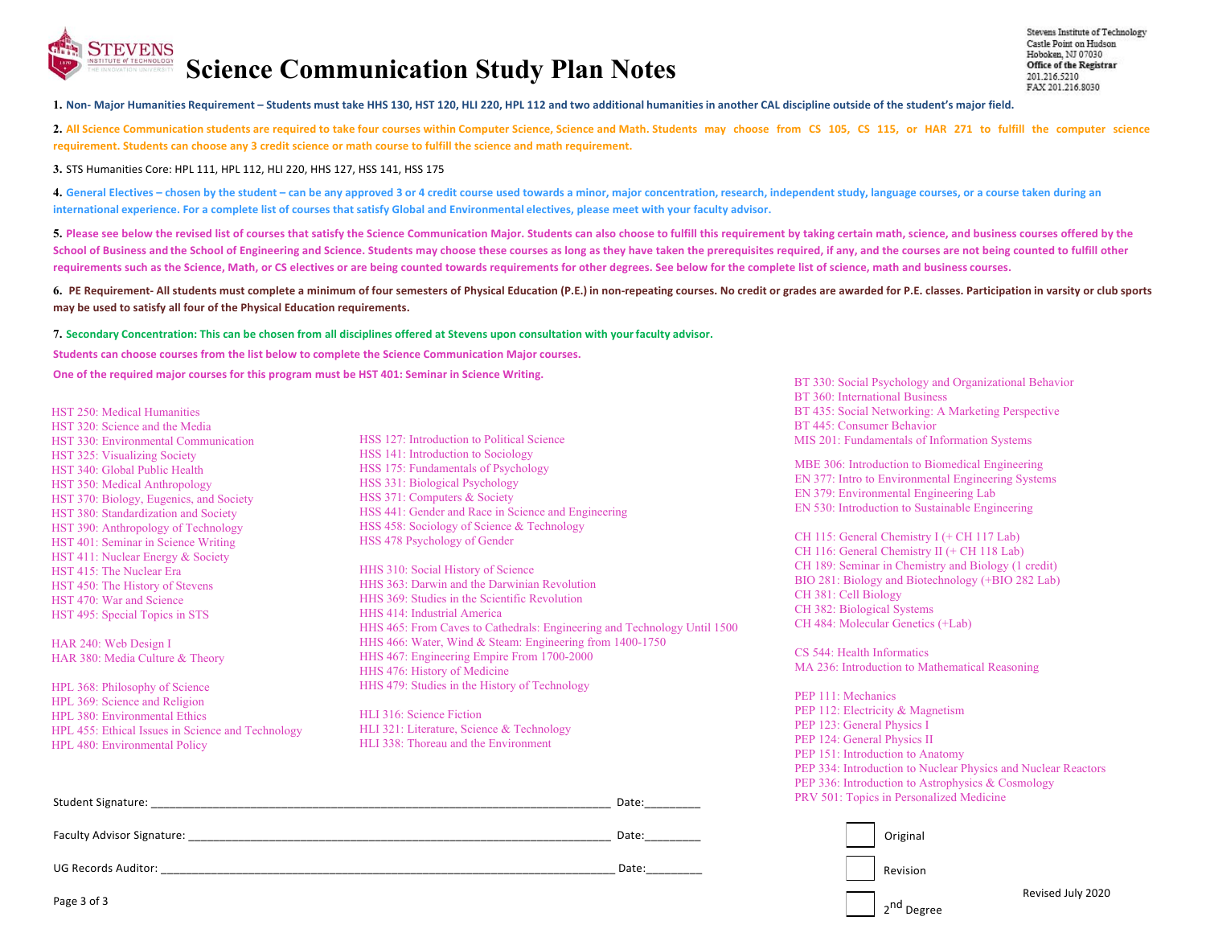# Science Communication Study Plan Notes

Stevens Institute of Technology
Castle Point on Hudson
Hoboken, NJ 07030
**Office of the Registrar**
201.216.5210
FAX 201.216.8030

**1. Non- Major Humanities Requirement – Students must take HHS 130, HST 120, HLI 220, HPL 112 and two additional humanities in another CAL discipline outside of the student's major field.**

**2. All Science Communication students are required to take four courses within Computer Science, Science and Math. Students may choose from CS 105, CS 115, or HAR 271 to fulfill the computer science requirement. Students can choose any 3 credit science or math course to fulfill the science and math requirement.**

**3.** STS Humanities Core: HPL 111, HPL 112, HLI 220, HHS 127, HSS 141, HSS 175

**4. General Electives – chosen by the student – can be any approved 3 or 4 credit course used towards a minor, major concentration, research, independent study, language courses, or a course taken during an international experience. For a complete list of courses that satisfy Global and Environmental electives, please meet with your faculty advisor.**

**5. Please see below the revised list of courses that satisfy the Science Communication Major. Students can also choose to fulfill this requirement by taking certain math, science, and business courses offered by the School of Business and the School of Engineering and Science. Students may choose these courses as long as they have taken the prerequisites required, if any, and the courses are not being counted to fulfill other requirements such as the Science, Math, or CS electives or are being counted towards requirements for other degrees. See below for the complete list of science, math and business courses.**

**6. PE Requirement- All students must complete a minimum of four semesters of Physical Education (P.E.) in non-repeating courses. No credit or grades are awarded for P.E. classes. Participation in varsity or club sports may be used to satisfy all four of the Physical Education requirements.**

**7. Secondary Concentration: This can be chosen from all disciplines offered at Stevens upon consultation with your faculty advisor.**

**Students can choose courses from the list below to complete the Science Communication Major courses.**

**One of the required major courses for this program must be HST 401: Seminar in Science Writing.**

HST 250: Medical Humanities
HST 320: Science and the Media
HST 330: Environmental Communication
HST 325: Visualizing Society
HST 340: Global Public Health
HST 350: Medical Anthropology
HST 370: Biology, Eugenics, and Society
HST 380: Standardization and Society
HST 390: Anthropology of Technology
HST 401: Seminar in Science Writing
HST 411: Nuclear Energy & Society
HST 415: The Nuclear Era
HST 450: The History of Stevens
HST 470: War and Science
HST 495: Special Topics in STS

HAR 240: Web Design I
HAR 380: Media Culture & Theory

HPL 368: Philosophy of Science
HPL 369: Science and Religion
HPL 380: Environmental Ethics
HPL 455: Ethical Issues in Science and Technology
HPL 480: Environmental Policy

HSS 127: Introduction to Political Science
HSS 141: Introduction to Sociology
HSS 175: Fundamentals of Psychology
HSS 331: Biological Psychology
HSS 371: Computers & Society
HSS 441: Gender and Race in Science and Engineering
HSS 458: Sociology of Science & Technology
HSS 478 Psychology of Gender

HHS 310: Social History of Science
HHS 363: Darwin and the Darwinian Revolution
HHS 369: Studies in the Scientific Revolution
HHS 414: Industrial America
HHS 465: From Caves to Cathedrals: Engineering and Technology Until 1500
HHS 466: Water, Wind & Steam: Engineering from 1400-1750
HHS 467: Engineering Empire From 1700-2000
HHS 476: History of Medicine
HHS 479: Studies in the History of Technology

HLI 316: Science Fiction
HLI 321: Literature, Science & Technology
HLI 338: Thoreau and the Environment

BT 330: Social Psychology and Organizational Behavior
BT 360: International Business
BT 435: Social Networking: A Marketing Perspective
BT 445: Consumer Behavior
MIS 201: Fundamentals of Information Systems

MBE 306: Introduction to Biomedical Engineering
EN 377: Intro to Environmental Engineering Systems
EN 379: Environmental Engineering Lab
EN 530: Introduction to Sustainable Engineering

CH 115: General Chemistry I (+ CH 117 Lab)
CH 116: General Chemistry II (+ CH 118 Lab)
CH 189: Seminar in Chemistry and Biology (1 credit)
BIO 281: Biology and Biotechnology (+BIO 282 Lab)
CH 381: Cell Biology
CH 382: Biological Systems
CH 484: Molecular Genetics (+Lab)

CS 544: Health Informatics
MA 236: Introduction to Mathematical Reasoning

PEP 111: Mechanics
PEP 112: Electricity & Magnetism
PEP 123: General Physics I
PEP 124: General Physics II
PEP 151: Introduction to Anatomy
PEP 334: Introduction to Nuclear Physics and Nuclear Reactors
PEP 336: Introduction to Astrophysics & Cosmology
PRV 501: Topics in Personalized Medicine

Student Signature: ______________________________ Date:_________

Faculty Advisor Signature: ______________________________ Date:_________

UG Records Auditor: ______________________________ Date:_________

☐ Original

☐ Revision

☐ 2nd Degree

Revised July 2020